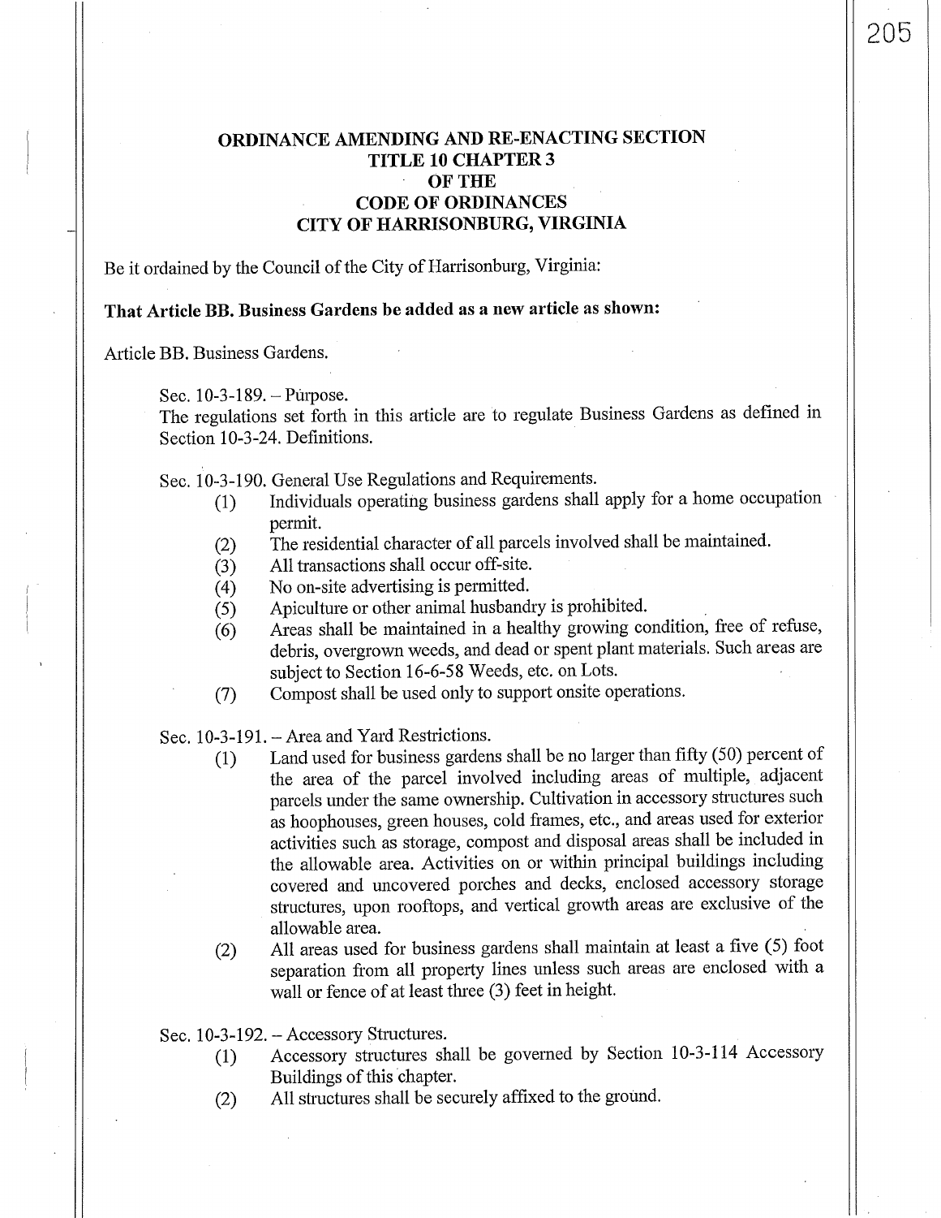# ORDINANCE AMENDING AND RE-ENACTING SECTION TITLE 10 CHAPTER 3 OF THE CODE OF ORDINANCES CITY OF HARRISONBURG, VIRGINIA

Be it ordained by the Council of the City of Harrisonburg, Virginia:

**That Article BB. Business Gardens be added as a new article as shown:**

Article BB. Business Gardens.

Sec. 10-3-189. – Purpose.

The regulations set forth in this article are to regulate Business Gardens as defined in Section 10-3-24. Definitions.

Sec. 10-3-190. General Use Regulations and Requirements.

(1) Individuals operating business gardens shall apply for a home occupation permit.

(2) The residential character of all parcels involved shall be maintained.

(3) All transactions shall occur off-site.

(4) No on-site advertising is permitted.

(5) Apiculture or other animal husbandry is prohibited.

(6) Areas shall be maintained in a healthy growing condition, free of refuse, debris, overgrown weeds, and dead or spent plant materials. Such areas are subject to Section 16-6-58 Weeds, etc. on Lots.

(7) Compost shall be used only to support onsite operations.

Sec. 10-3-191. – Area and Yard Restrictions.

(1) Land used for business gardens shall be no larger than fifty (50) percent of the area of the parcel involved including areas of multiple, adjacent parcels under the same ownership. Cultivation in accessory structures such as hoophouses, green houses, cold frames, etc., and areas used for exterior activities such as storage, compost and disposal areas shall be included in the allowable area. Activities on or within principal buildings including covered and uncovered porches and decks, enclosed accessory storage structures, upon rooftops, and vertical growth areas are exclusive of the allowable area.

(2) All areas used for business gardens shall maintain at least a five (5) foot separation from all property lines unless such areas are enclosed with a wall or fence of at least three (3) feet in height.

Sec. 10-3-192. – Accessory Structures.

(1) Accessory structures shall be governed by Section 10-3-114 Accessory Buildings of this chapter.

(2) All structures shall be securely affixed to the ground.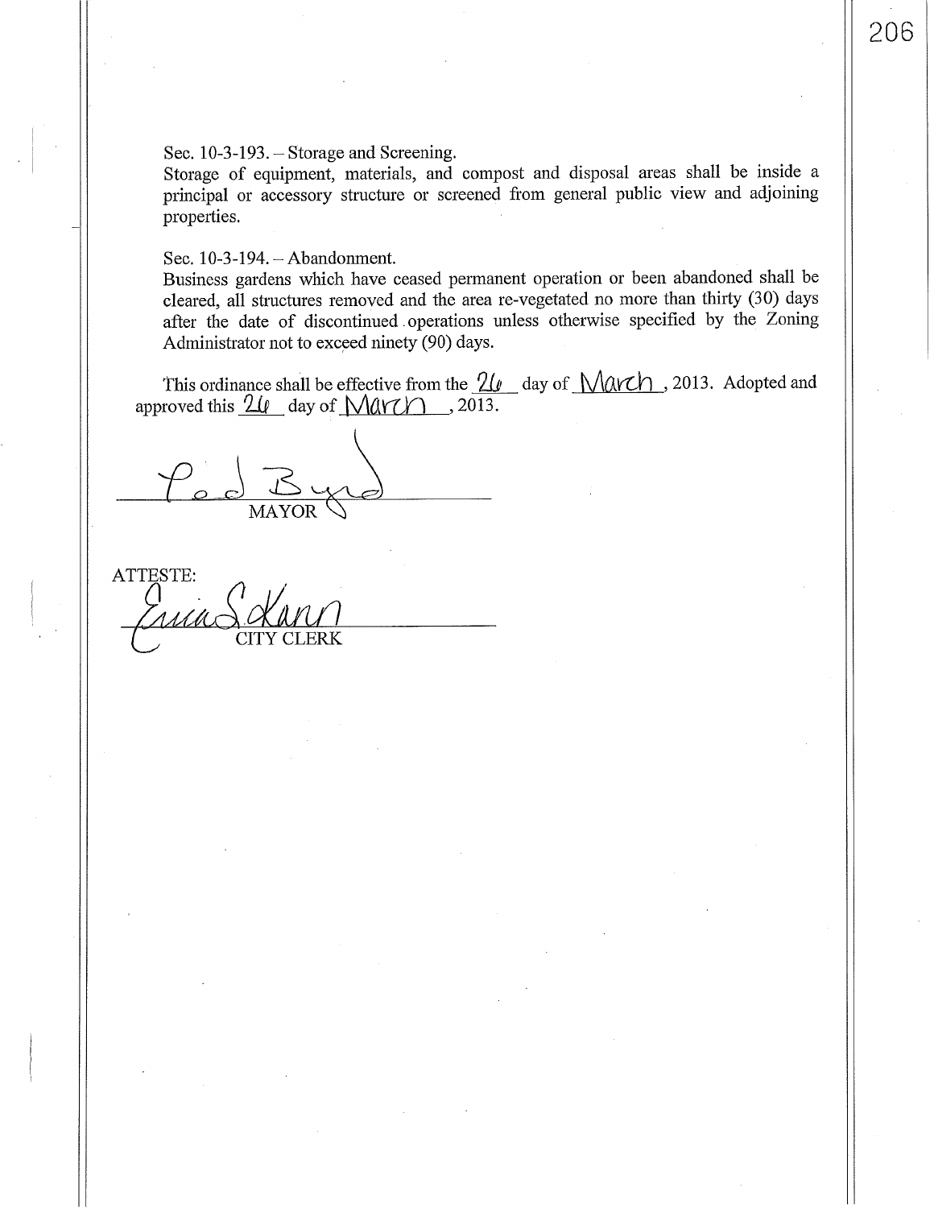Sec. 10-3-193. – Storage and Screening.
Storage of equipment, materials, and compost and disposal areas shall be inside a principal or accessory structure or screened from general public view and adjoining properties.

Sec. 10-3-194. – Abandonment.
Business gardens which have ceased permanent operation or been abandoned shall be cleared, all structures removed and the area re-vegetated no more than thirty (30) days after the date of discontinued operations unless otherwise specified by the Zoning Administrator not to exceed ninety (90) days.

This ordinance shall be effective from the 26 day of March, 2013. Adopted and approved this 26 day of March, 2013.

Rod Byrd
MAYOR

ATTESTE:
Erica S. Kann
CITY CLERK